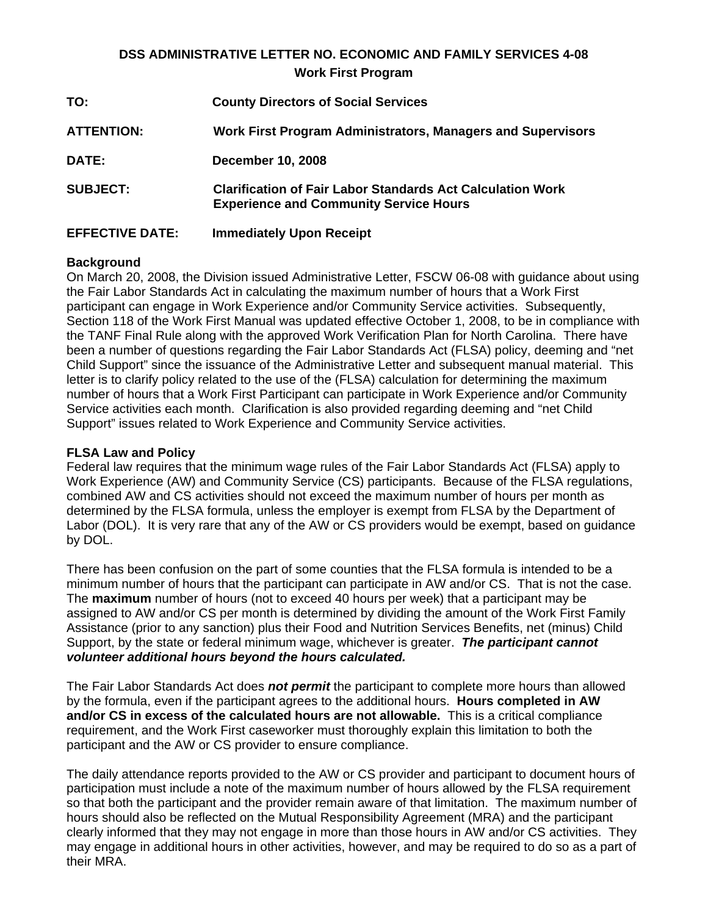## DSS ADMINISTRATIVE LETTER NO. ECONOMIC AND FAMILY SERVICES 4-08
### Work First Program

**TO:** **County Directors of Social Services**

**ATTENTION:** **Work First Program Administrators, Managers and Supervisors**

**DATE:** **December 10, 2008**

**SUBJECT:** **Clarification of Fair Labor Standards Act Calculation Work Experience and Community Service Hours**

**EFFECTIVE DATE:** **Immediately Upon Receipt**

**Background**
On March 20, 2008, the Division issued Administrative Letter, FSCW 06-08 with guidance about using the Fair Labor Standards Act in calculating the maximum number of hours that a Work First participant can engage in Work Experience and/or Community Service activities. Subsequently, Section 118 of the Work First Manual was updated effective October 1, 2008, to be in compliance with the TANF Final Rule along with the approved Work Verification Plan for North Carolina. There have been a number of questions regarding the Fair Labor Standards Act (FLSA) policy, deeming and "net Child Support" since the issuance of the Administrative Letter and subsequent manual material. This letter is to clarify policy related to the use of the (FLSA) calculation for determining the maximum number of hours that a Work First Participant can participate in Work Experience and/or Community Service activities each month. Clarification is also provided regarding deeming and "net Child Support" issues related to Work Experience and Community Service activities.

**FLSA Law and Policy**
Federal law requires that the minimum wage rules of the Fair Labor Standards Act (FLSA) apply to Work Experience (AW) and Community Service (CS) participants. Because of the FLSA regulations, combined AW and CS activities should not exceed the maximum number of hours per month as determined by the FLSA formula, unless the employer is exempt from FLSA by the Department of Labor (DOL). It is very rare that any of the AW or CS providers would be exempt, based on guidance by DOL.

There has been confusion on the part of some counties that the FLSA formula is intended to be a minimum number of hours that the participant can participate in AW and/or CS. That is not the case. The **maximum** number of hours (not to exceed 40 hours per week) that a participant may be assigned to AW and/or CS per month is determined by dividing the amount of the Work First Family Assistance (prior to any sanction) plus their Food and Nutrition Services Benefits, net (minus) Child Support, by the state or federal minimum wage, whichever is greater. ***The participant cannot volunteer additional hours beyond the hours calculated.***

The Fair Labor Standards Act does ***not permit*** the participant to complete more hours than allowed by the formula, even if the participant agrees to the additional hours. **Hours completed in AW and/or CS in excess of the calculated hours are not allowable.** This is a critical compliance requirement, and the Work First caseworker must thoroughly explain this limitation to both the participant and the AW or CS provider to ensure compliance.

The daily attendance reports provided to the AW or CS provider and participant to document hours of participation must include a note of the maximum number of hours allowed by the FLSA requirement so that both the participant and the provider remain aware of that limitation. The maximum number of hours should also be reflected on the Mutual Responsibility Agreement (MRA) and the participant clearly informed that they may not engage in more than those hours in AW and/or CS activities. They may engage in additional hours in other activities, however, and may be required to do so as a part of their MRA.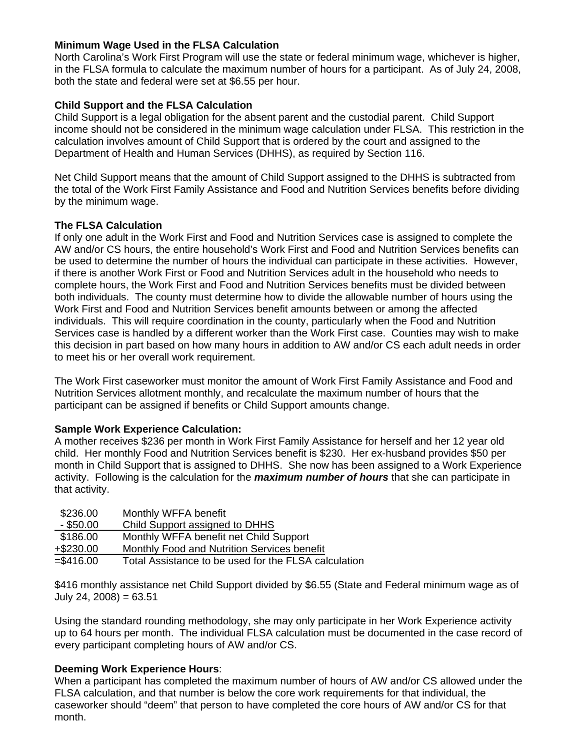**Minimum Wage Used in the FLSA Calculation**
North Carolina's Work First Program will use the state or federal minimum wage, whichever is higher, in the FLSA formula to calculate the maximum number of hours for a participant. As of July 24, 2008, both the state and federal were set at $6.55 per hour.

**Child Support and the FLSA Calculation**
Child Support is a legal obligation for the absent parent and the custodial parent. Child Support income should not be considered in the minimum wage calculation under FLSA. This restriction in the calculation involves amount of Child Support that is ordered by the court and assigned to the Department of Health and Human Services (DHHS), as required by Section 116.

Net Child Support means that the amount of Child Support assigned to the DHHS is subtracted from the total of the Work First Family Assistance and Food and Nutrition Services benefits before dividing by the minimum wage.

**The FLSA Calculation**
If only one adult in the Work First and Food and Nutrition Services case is assigned to complete the AW and/or CS hours, the entire household's Work First and Food and Nutrition Services benefits can be used to determine the number of hours the individual can participate in these activities. However, if there is another Work First or Food and Nutrition Services adult in the household who needs to complete hours, the Work First and Food and Nutrition Services benefits must be divided between both individuals. The county must determine how to divide the allowable number of hours using the Work First and Food and Nutrition Services benefit amounts between or among the affected individuals. This will require coordination in the county, particularly when the Food and Nutrition Services case is handled by a different worker than the Work First case. Counties may wish to make this decision in part based on how many hours in addition to AW and/or CS each adult needs in order to meet his or her overall work requirement.

The Work First caseworker must monitor the amount of Work First Family Assistance and Food and Nutrition Services allotment monthly, and recalculate the maximum number of hours that the participant can be assigned if benefits or Child Support amounts change.

**Sample Work Experience Calculation:**
A mother receives $236 per month in Work First Family Assistance for herself and her 12 year old child. Her monthly Food and Nutrition Services benefit is $230. Her ex-husband provides $50 per month in Child Support that is assigned to DHHS. She now has been assigned to a Work Experience activity. Following is the calculation for the ***maximum number of hours*** that she can participate in that activity.

| | |
|---|---|
| $236.00 | Monthly WFFA benefit |
| - $50.00 | Child Support assigned to DHHS |
| $186.00 | Monthly WFFA benefit net Child Support |
| +$230.00 | Monthly Food and Nutrition Services benefit |
| =$416.00 | Total Assistance to be used for the FLSA calculation |

$416 monthly assistance net Child Support divided by $6.55 (State and Federal minimum wage as of July 24, 2008) = 63.51

Using the standard rounding methodology, she may only participate in her Work Experience activity up to 64 hours per month. The individual FLSA calculation must be documented in the case record of every participant completing hours of AW and/or CS.

**Deeming Work Experience Hours**:
When a participant has completed the maximum number of hours of AW and/or CS allowed under the FLSA calculation, and that number is below the core work requirements for that individual, the caseworker should "deem" that person to have completed the core hours of AW and/or CS for that month.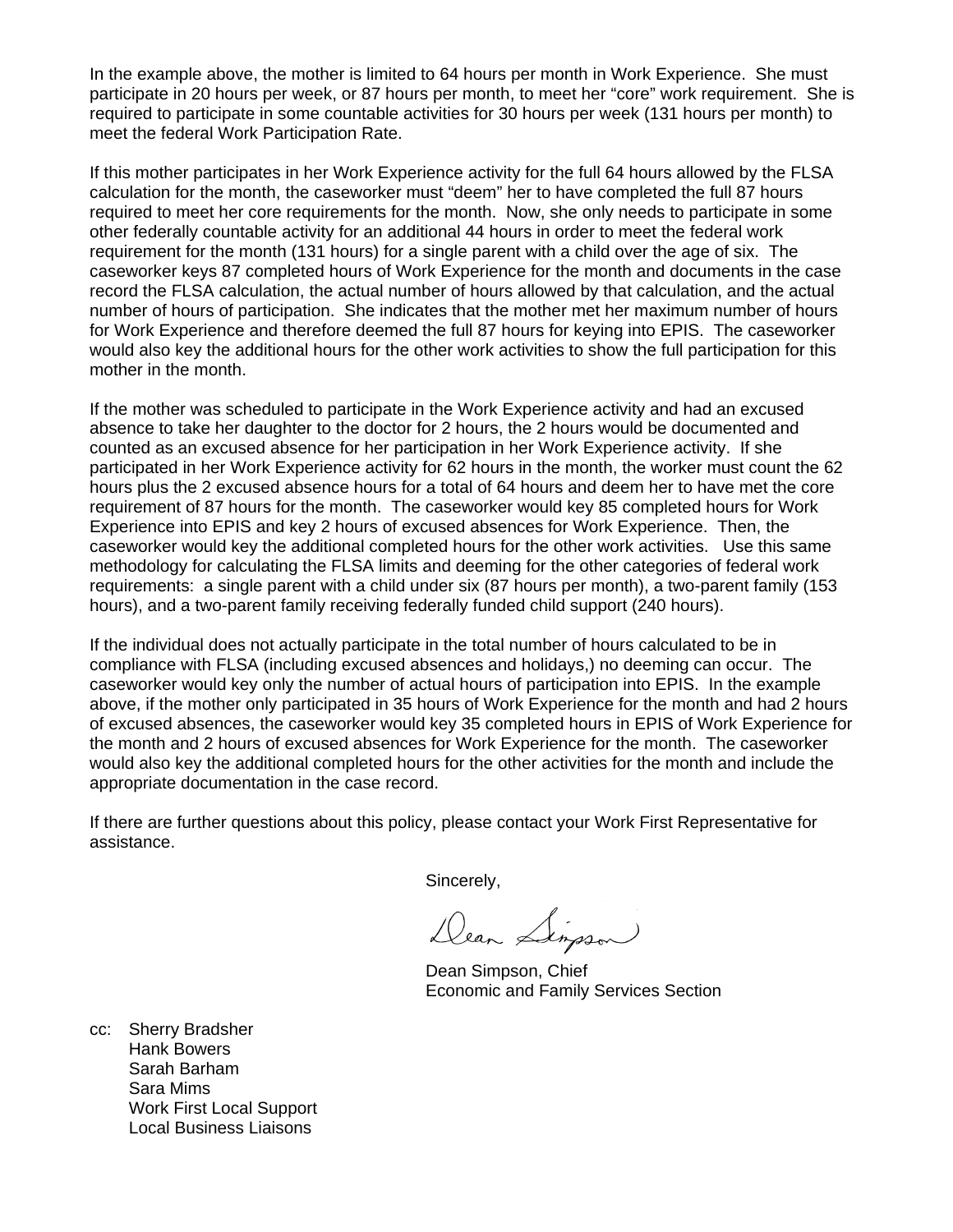In the example above, the mother is limited to 64 hours per month in Work Experience. She must participate in 20 hours per week, or 87 hours per month, to meet her "core" work requirement. She is required to participate in some countable activities for 30 hours per week (131 hours per month) to meet the federal Work Participation Rate.

If this mother participates in her Work Experience activity for the full 64 hours allowed by the FLSA calculation for the month, the caseworker must "deem" her to have completed the full 87 hours required to meet her core requirements for the month. Now, she only needs to participate in some other federally countable activity for an additional 44 hours in order to meet the federal work requirement for the month (131 hours) for a single parent with a child over the age of six. The caseworker keys 87 completed hours of Work Experience for the month and documents in the case record the FLSA calculation, the actual number of hours allowed by that calculation, and the actual number of hours of participation. She indicates that the mother met her maximum number of hours for Work Experience and therefore deemed the full 87 hours for keying into EPIS. The caseworker would also key the additional hours for the other work activities to show the full participation for this mother in the month.

If the mother was scheduled to participate in the Work Experience activity and had an excused absence to take her daughter to the doctor for 2 hours, the 2 hours would be documented and counted as an excused absence for her participation in her Work Experience activity. If she participated in her Work Experience activity for 62 hours in the month, the worker must count the 62 hours plus the 2 excused absence hours for a total of 64 hours and deem her to have met the core requirement of 87 hours for the month. The caseworker would key 85 completed hours for Work Experience into EPIS and key 2 hours of excused absences for Work Experience. Then, the caseworker would key the additional completed hours for the other work activities. Use this same methodology for calculating the FLSA limits and deeming for the other categories of federal work requirements: a single parent with a child under six (87 hours per month), a two-parent family (153 hours), and a two-parent family receiving federally funded child support (240 hours).

If the individual does not actually participate in the total number of hours calculated to be in compliance with FLSA (including excused absences and holidays,) no deeming can occur. The caseworker would key only the number of actual hours of participation into EPIS. In the example above, if the mother only participated in 35 hours of Work Experience for the month and had 2 hours of excused absences, the caseworker would key 35 completed hours in EPIS of Work Experience for the month and 2 hours of excused absences for Work Experience for the month. The caseworker would also key the additional completed hours for the other activities for the month and include the appropriate documentation in the case record.

If there are further questions about this policy, please contact your Work First Representative for assistance.

Sincerely,

Dean Simpson

Dean Simpson, Chief
Economic and Family Services Section

cc: Sherry Bradsher
Hank Bowers
Sarah Barham
Sara Mims
Work First Local Support
Local Business Liaisons